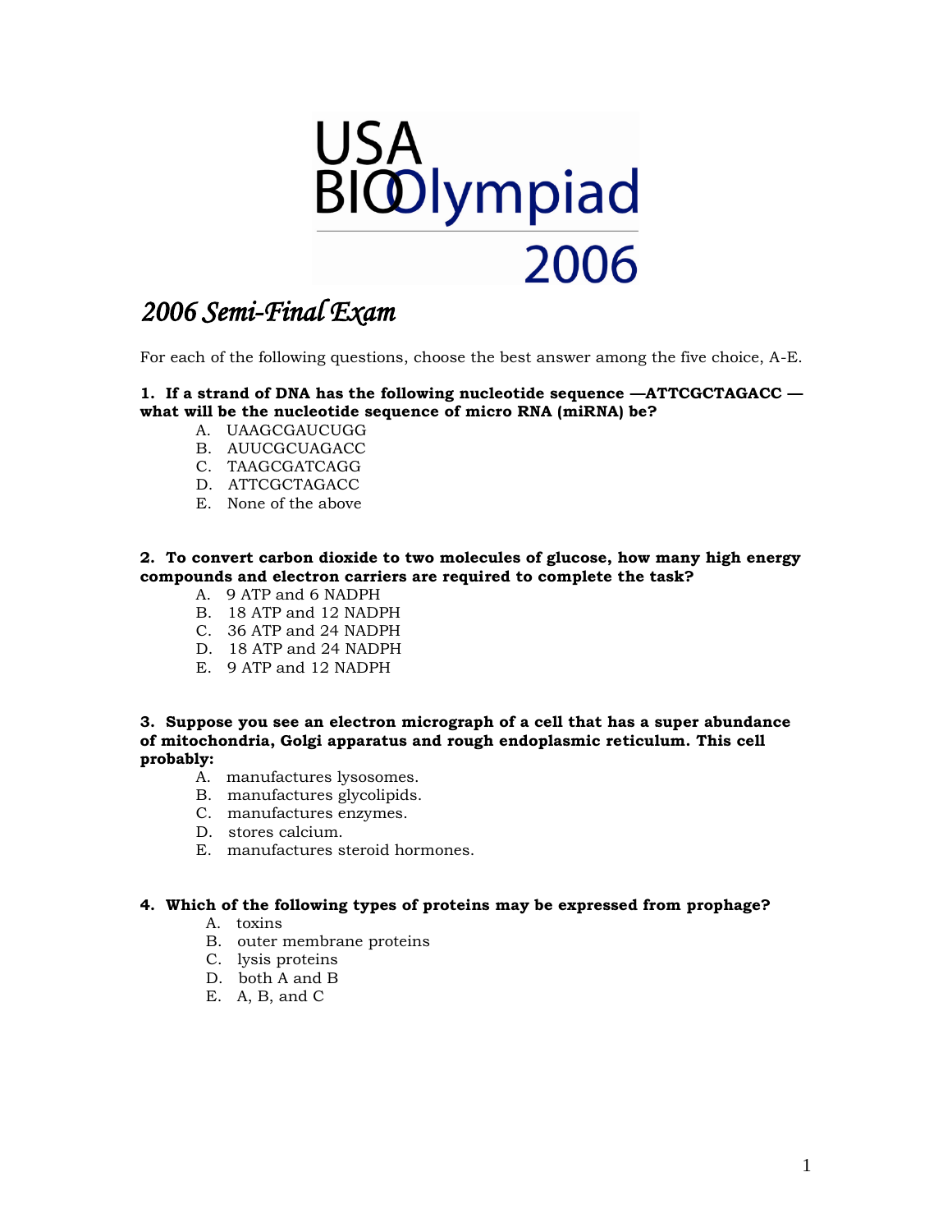# USA BIOlympiad 2006

## *2006 Semi-Final Exam*

For each of the following questions, choose the best answer among the five choice, A-E.

**1. If a strand of DNA has the following nucleotide sequence —ATTCGCTAGACC — what will be the nucleotide sequence of micro RNA (miRNA) be?**

A. UAAGCGAUCUGG
B. AUUCGCUAGACC
C. TAAGCGATCAGG
D. ATTCGCTAGACC
E. None of the above

**2. To convert carbon dioxide to two molecules of glucose, how many high energy compounds and electron carriers are required to complete the task?**

A. 9 ATP and 6 NADPH
B. 18 ATP and 12 NADPH
C. 36 ATP and 24 NADPH
D. 18 ATP and 24 NADPH
E. 9 ATP and 12 NADPH

**3. Suppose you see an electron micrograph of a cell that has a super abundance of mitochondria, Golgi apparatus and rough endoplasmic reticulum. This cell probably:**

A. manufactures lysosomes.
B. manufactures glycolipids.
C. manufactures enzymes.
D. stores calcium.
E. manufactures steroid hormones.

**4. Which of the following types of proteins may be expressed from prophage?**

A. toxins
B. outer membrane proteins
C. lysis proteins
D. both A and B
E. A, B, and C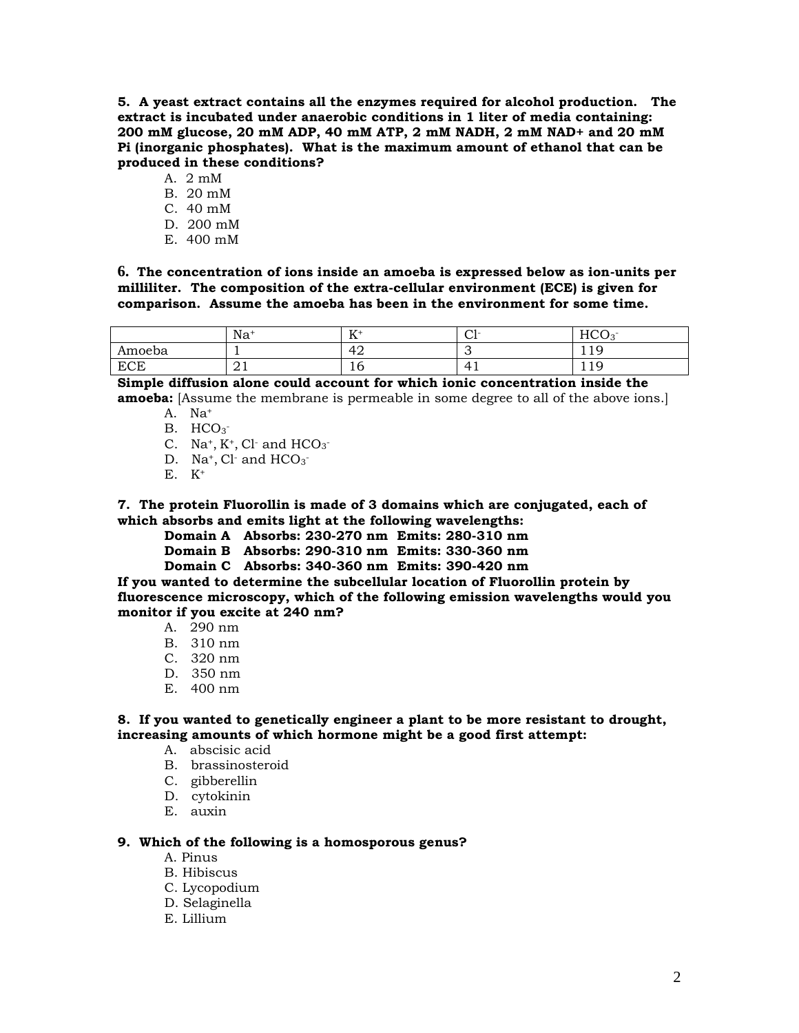**5. A yeast extract contains all the enzymes required for alcohol production. The extract is incubated under anaerobic conditions in 1 liter of media containing: 200 mM glucose, 20 mM ADP, 40 mM ATP, 2 mM NADH, 2 mM NAD+ and 20 mM Pi (inorganic phosphates). What is the maximum amount of ethanol that can be produced in these conditions?**

A. 2 mM
B. 20 mM
C. 40 mM
D. 200 mM
E. 400 mM

**6. The concentration of ions inside an amoeba is expressed below as ion-units per milliliter. The composition of the extra-cellular environment (ECE) is given for comparison. Assume the amoeba has been in the environment for some time.**

| | $Na^+$ | $K^+$ | $Cl^-$ | $HCO_3^-$ |
|---|---|---|---|---|
| Amoeba | 1 | 42 | 3 | 119 |
| ECE | 21 | 16 | 41 | 119 |

**Simple diffusion alone could account for which ionic concentration inside the amoeba:** [Assume the membrane is permeable in some degree to all of the above ions.]

A. $Na^+$
B. $HCO_3^-$
C. $Na^+$, $K^+$, $Cl^-$ and $HCO_3^-$
D. $Na^+$, $Cl^-$ and $HCO_3^-$
E. $K^+$

**7. The protein Fluorollin is made of 3 domains which are conjugated, each of which absorbs and emits light at the following wavelengths:**

**Domain A Absorbs: 230-270 nm Emits: 280-310 nm**
**Domain B Absorbs: 290-310 nm Emits: 330-360 nm**
**Domain C Absorbs: 340-360 nm Emits: 390-420 nm**

**If you wanted to determine the subcellular location of Fluorollin protein by fluorescence microscopy, which of the following emission wavelengths would you monitor if you excite at 240 nm?**

A. 290 nm
B. 310 nm
C. 320 nm
D. 350 nm
E. 400 nm

**8. If you wanted to genetically engineer a plant to be more resistant to drought, increasing amounts of which hormone might be a good first attempt:**

A. abscisic acid
B. brassinosteroid
C. gibberellin
D. cytokinin
E. auxin

**9. Which of the following is a homosporous genus?**

A. Pinus
B. Hibiscus
C. Lycopodium
D. Selaginella
E. Lillium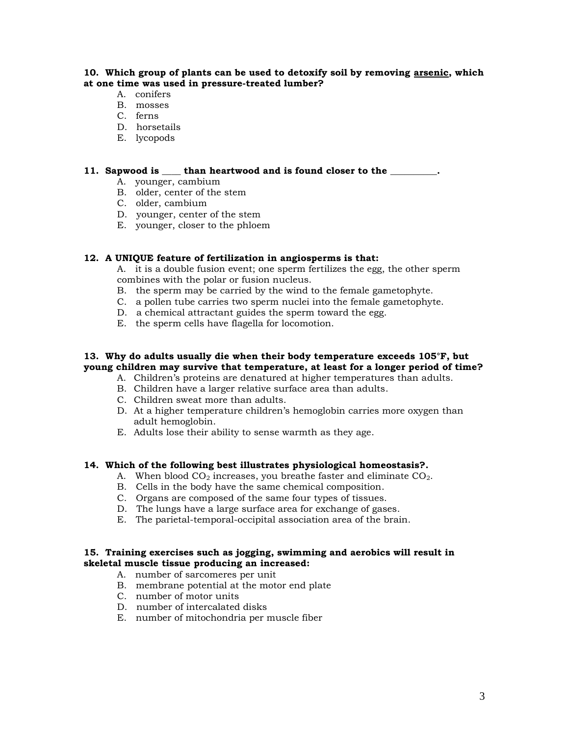**10. Which group of plants can be used to detoxify soil by removing <u>arsenic</u>, which at one time was used in pressure-treated lumber?**

A. conifers
B. mosses
C. ferns
D. horsetails
E. lycopods

**11. Sapwood is ____ than heartwood and is found closer to the __________.**

A. younger, cambium
B. older, center of the stem
C. older, cambium
D. younger, center of the stem
E. younger, closer to the phloem

**12. A UNIQUE feature of fertilization in angiosperms is that:**

A. it is a double fusion event; one sperm fertilizes the egg, the other sperm combines with the polar or fusion nucleus.
B. the sperm may be carried by the wind to the female gametophyte.
C. a pollen tube carries two sperm nuclei into the female gametophyte.
D. a chemical attractant guides the sperm toward the egg.
E. the sperm cells have flagella for locomotion.

**13. Why do adults usually die when their body temperature exceeds 105°F, but young children may survive that temperature, at least for a longer period of time?**

A. Children's proteins are denatured at higher temperatures than adults.
B. Children have a larger relative surface area than adults.
C. Children sweat more than adults.
D. At a higher temperature children's hemoglobin carries more oxygen than adult hemoglobin.
E. Adults lose their ability to sense warmth as they age.

**14. Which of the following best illustrates physiological homeostasis?.**

A. When blood $CO_2$ increases, you breathe faster and eliminate $CO_2$.
B. Cells in the body have the same chemical composition.
C. Organs are composed of the same four types of tissues.
D. The lungs have a large surface area for exchange of gases.
E. The parietal-temporal-occipital association area of the brain.

**15. Training exercises such as jogging, swimming and aerobics will result in skeletal muscle tissue producing an increased:**

A. number of sarcomeres per unit
B. membrane potential at the motor end plate
C. number of motor units
D. number of intercalated disks
E. number of mitochondria per muscle fiber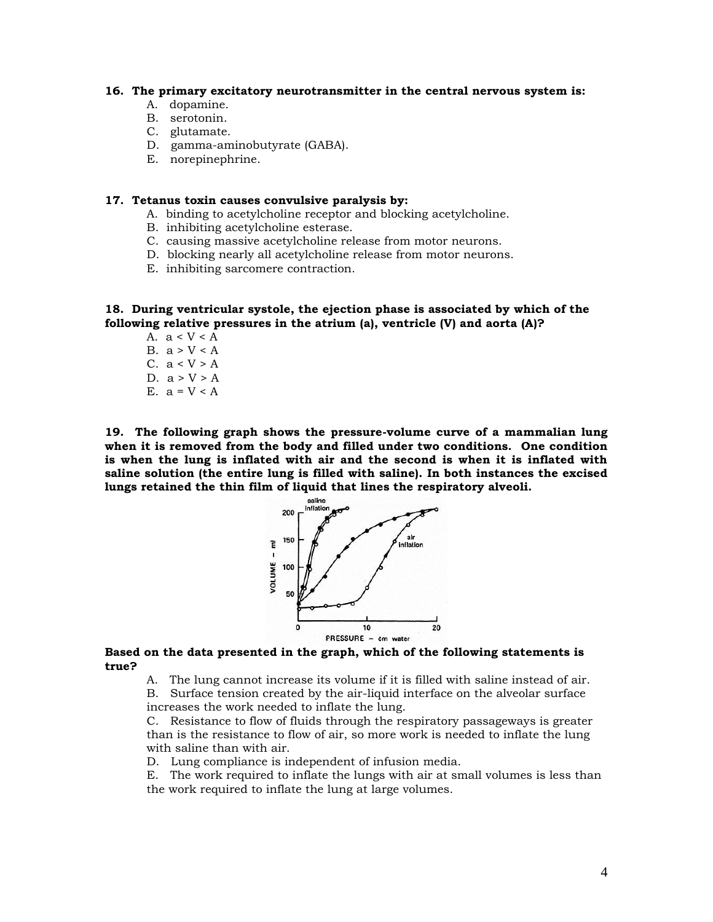**16. The primary excitatory neurotransmitter in the central nervous system is:**

A. dopamine.
B. serotonin.
C. glutamate.
D. gamma-aminobutyrate (GABA).
E. norepinephrine.

**17. Tetanus toxin causes convulsive paralysis by:**

A. binding to acetylcholine receptor and blocking acetylcholine.
B. inhibiting acetylcholine esterase.
C. causing massive acetylcholine release from motor neurons.
D. blocking nearly all acetylcholine release from motor neurons.
E. inhibiting sarcomere contraction.

**18. During ventricular systole, the ejection phase is associated by which of the following relative pressures in the atrium (a), ventricle (V) and aorta (A)?**

A. a < V < A
B. a > V < A
C. a < V > A
D. a > V > A
E. a = V < A

**19. The following graph shows the pressure-volume curve of a mammalian lung when it is removed from the body and filled under two conditions. One condition is when the lung is inflated with air and the second is when it is inflated with saline solution (the entire lung is filled with saline). In both instances the excised lungs retained the thin film of liquid that lines the respiratory alveoli.**

**Based on the data presented in the graph, which of the following statements is true?**

A. The lung cannot increase its volume if it is filled with saline instead of air.
B. Surface tension created by the air-liquid interface on the alveolar surface increases the work needed to inflate the lung.
C. Resistance to flow of fluids through the respiratory passageways is greater than is the resistance to flow of air, so more work is needed to inflate the lung with saline than with air.
D. Lung compliance is independent of infusion media.
E. The work required to inflate the lungs with air at small volumes is less than the work required to inflate the lung at large volumes.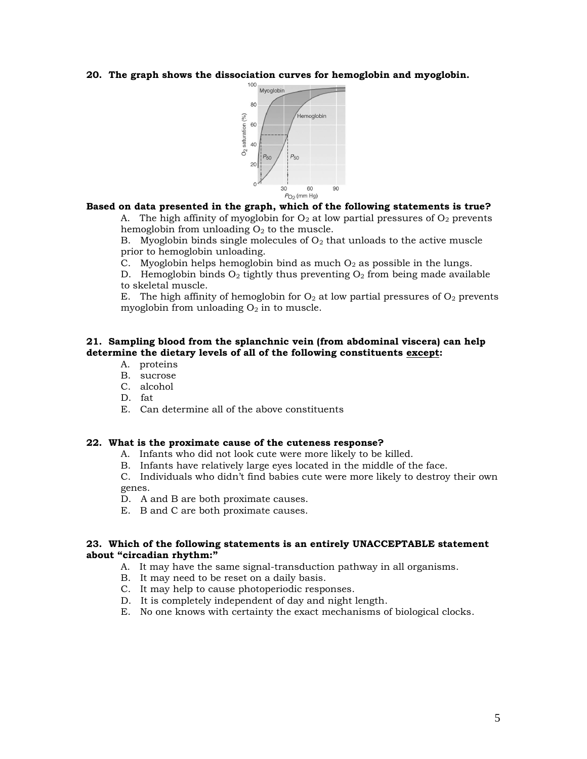**20. The graph shows the dissociation curves for hemoglobin and myoglobin.**

**Based on data presented in the graph, which of the following statements is true?**

A. The high affinity of myoglobin for $O_2$ at low partial pressures of $O_2$ prevents hemoglobin from unloading $O_2$ to the muscle.

B. Myoglobin binds single molecules of $O_2$ that unloads to the active muscle prior to hemoglobin unloading.

C. Myoglobin helps hemoglobin bind as much $O_2$ as possible in the lungs.

D. Hemoglobin binds $O_2$ tightly thus preventing $O_2$ from being made available to skeletal muscle.

E. The high affinity of hemoglobin for $O_2$ at low partial pressures of $O_2$ prevents myoglobin from unloading $O_2$ in to muscle.

**21. Sampling blood from the splanchnic vein (from abdominal viscera) can help determine the dietary levels of all of the following constituents <u>except</u>:**

A. proteins
B. sucrose
C. alcohol
D. fat
E. Can determine all of the above constituents

**22. What is the proximate cause of the cuteness response?**

A. Infants who did not look cute were more likely to be killed.
B. Infants have relatively large eyes located in the middle of the face.
C. Individuals who didn't find babies cute were more likely to destroy their own genes.
D. A and B are both proximate causes.
E. B and C are both proximate causes.

**23. Which of the following statements is an entirely UNACCEPTABLE statement about "circadian rhythm:"**

A. It may have the same signal-transduction pathway in all organisms.
B. It may need to be reset on a daily basis.
C. It may help to cause photoperiodic responses.
D. It is completely independent of day and night length.
E. No one knows with certainty the exact mechanisms of biological clocks.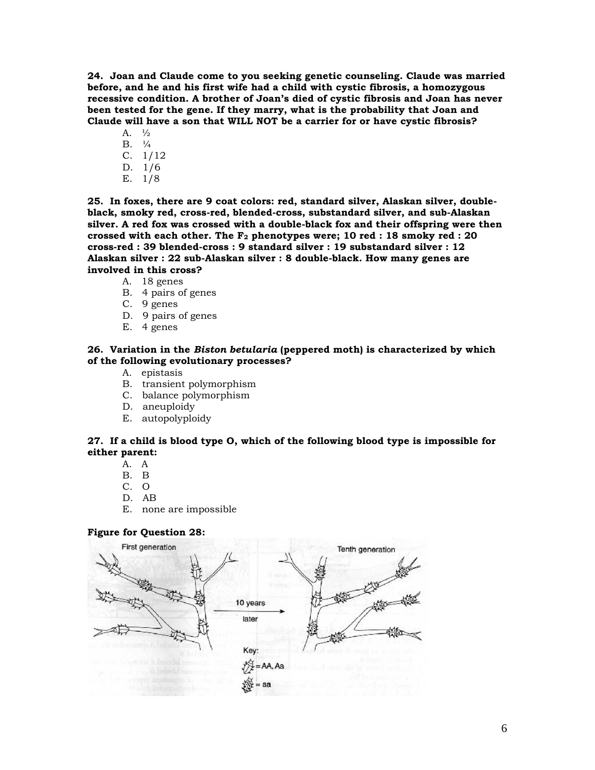**24. Joan and Claude come to you seeking genetic counseling. Claude was married before, and he and his first wife had a child with cystic fibrosis, a homozygous recessive condition. A brother of Joan's died of cystic fibrosis and Joan has never been tested for the gene. If they marry, what is the probability that Joan and Claude will have a son that WILL NOT be a carrier for or have cystic fibrosis?**

A. ½
B. ¼
C. 1/12
D. 1/6
E. 1/8

**25. In foxes, there are 9 coat colors: red, standard silver, Alaskan silver, double-black, smoky red, cross-red, blended-cross, substandard silver, and sub-Alaskan silver. A red fox was crossed with a double-black fox and their offspring were then crossed with each other. The $F_2$ phenotypes were; 10 red : 18 smoky red : 20 cross-red : 39 blended-cross : 9 standard silver : 19 substandard silver : 12 Alaskan silver : 22 sub-Alaskan silver : 8 double-black. How many genes are involved in this cross?**

A. 18 genes
B. 4 pairs of genes
C. 9 genes
D. 9 pairs of genes
E. 4 genes

**26. Variation in the *Biston betularia* (peppered moth) is characterized by which of the following evolutionary processes?**

A. epistasis
B. transient polymorphism
C. balance polymorphism
D. aneuploidy
E. autopolyploidy

**27. If a child is blood type O, which of the following blood type is impossible for either parent:**

A. A
B. B
C. O
D. AB
E. none are impossible

**Figure for Question 28:**

First generation

10 years later

Tenth generation

Key:
= AA, Aa
= aa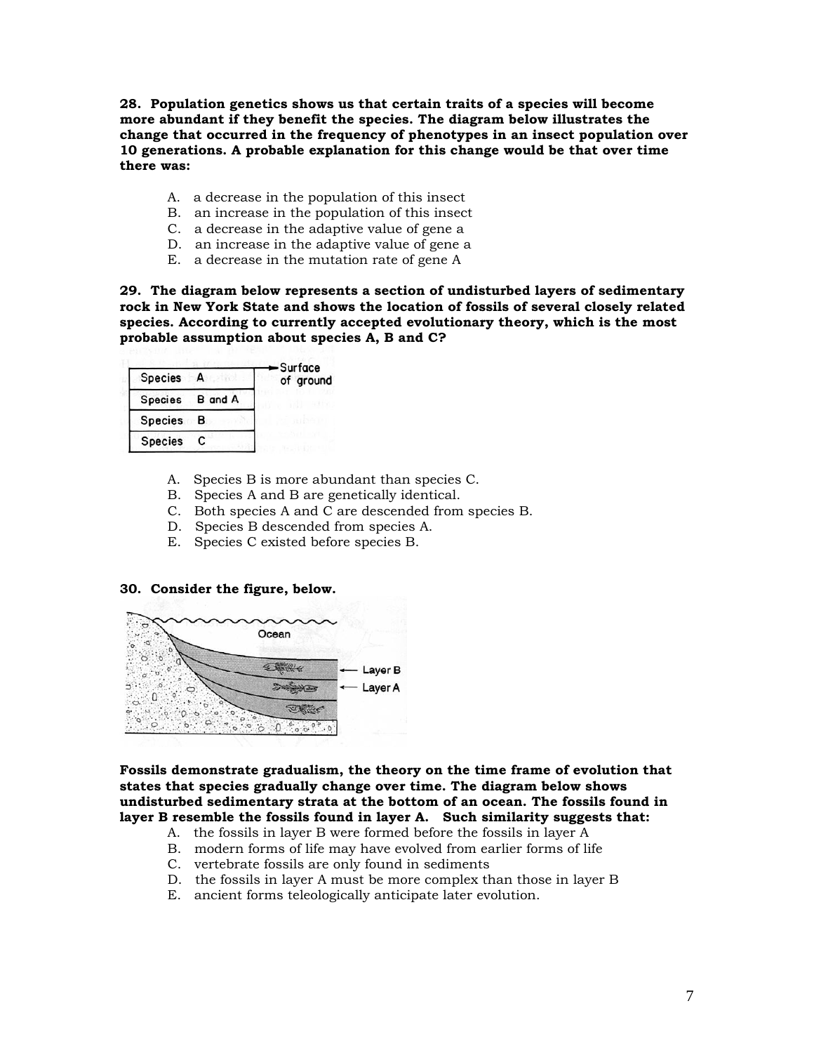**28. Population genetics shows us that certain traits of a species will become more abundant if they benefit the species. The diagram below illustrates the change that occurred in the frequency of phenotypes in an insect population over 10 generations. A probable explanation for this change would be that over time there was:**

A. a decrease in the population of this insect
B. an increase in the population of this insect
C. a decrease in the adaptive value of gene a
D. an increase in the adaptive value of gene a
E. a decrease in the mutation rate of gene A

**29. The diagram below represents a section of undisturbed layers of sedimentary rock in New York State and shows the location of fossils of several closely related species. According to currently accepted evolutionary theory, which is the most probable assumption about species A, B and C?**

| Layer | |
|---|---|
| Species A | ← Surface of ground |
| Species B and A | |
| Species B | |
| Species C | |

A. Species B is more abundant than species C.
B. Species A and B are genetically identical.
C. Both species A and C are descended from species B.
D. Species B descended from species A.
E. Species C existed before species B.

**30. Consider the figure, below.**

Ocean

Layer B

Layer A

**Fossils demonstrate gradualism, the theory on the time frame of evolution that states that species gradually change over time. The diagram below shows undisturbed sedimentary strata at the bottom of an ocean. The fossils found in layer B resemble the fossils found in layer A. Such similarity suggests that:**

A. the fossils in layer B were formed before the fossils in layer A
B. modern forms of life may have evolved from earlier forms of life
C. vertebrate fossils are only found in sediments
D. the fossils in layer A must be more complex than those in layer B
E. ancient forms teleologically anticipate later evolution.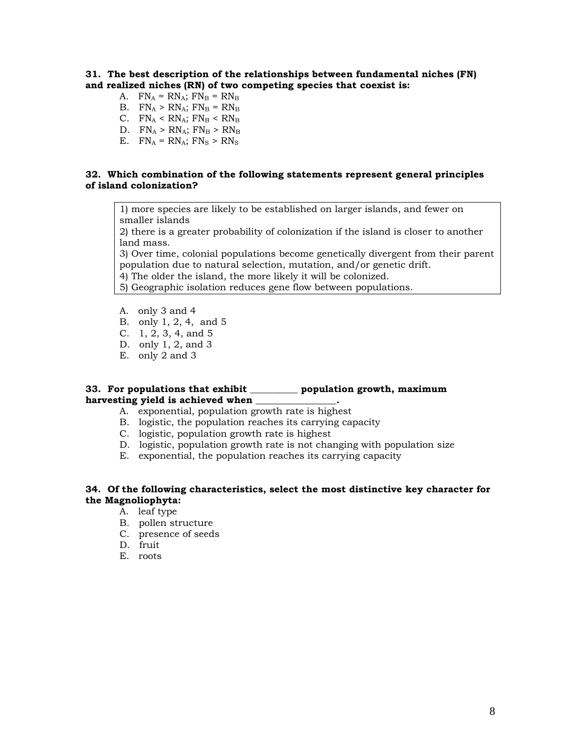**31. The best description of the relationships between fundamental niches (FN) and realized niches (RN) of two competing species that coexist is:**

A. $FN_A = RN_A$; $FN_B = RN_B$
B. $FN_A > RN_A$; $FN_B = RN_B$
C. $FN_A < RN_A$; $FN_B < RN_B$
D. $FN_A > RN_A$; $FN_B > RN_B$
E. $FN_A = RN_A$; $FN_S > RN_S$

**32. Which combination of the following statements represent general principles of island colonization?**

> 1) more species are likely to be established on larger islands, and fewer on smaller islands
> 2) there is a greater probability of colonization if the island is closer to another land mass.
> 3) Over time, colonial populations become genetically divergent from their parent population due to natural selection, mutation, and/or genetic drift.
> 4) The older the island, the more likely it will be colonized.
> 5) Geographic isolation reduces gene flow between populations.

A. only 3 and 4
B. only 1, 2, 4, and 5
C. 1, 2, 3, 4, and 5
D. only 1, 2, and 3
E. only 2 and 3

**33. For populations that exhibit __________ population growth, maximum harvesting yield is achieved when ________________.**

A. exponential, population growth rate is highest
B. logistic, the population reaches its carrying capacity
C. logistic, population growth rate is highest
D. logistic, population growth rate is not changing with population size
E. exponential, the population reaches its carrying capacity

**34. Of the following characteristics, select the most distinctive key character for the Magnoliophyta:**

A. leaf type
B. pollen structure
C. presence of seeds
D. fruit
E. roots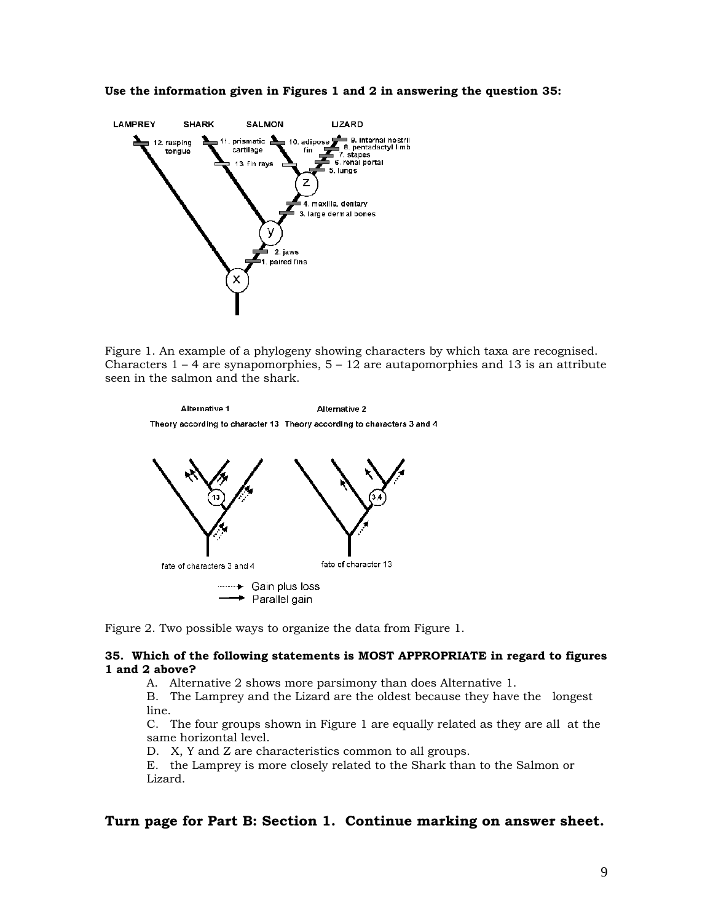**Use the information given in Figures 1 and 2 in answering the question 35:**

Figure 1. An example of a phylogeny showing characters by which taxa are recognised. Characters 1 – 4 are synapomorphies, 5 – 12 are autapomorphies and 13 is an attribute seen in the salmon and the shark.

Figure 2. Two possible ways to organize the data from Figure 1.

**35. Which of the following statements is MOST APPROPRIATE in regard to figures 1 and 2 above?**

A. Alternative 2 shows more parsimony than does Alternative 1.

B. The Lamprey and the Lizard are the oldest because they have the longest line.

C. The four groups shown in Figure 1 are equally related as they are all at the same horizontal level.

D. X, Y and Z are characteristics common to all groups.

E. the Lamprey is more closely related to the Shark than to the Salmon or Lizard.

## Turn page for Part B: Section 1. Continue marking on answer sheet.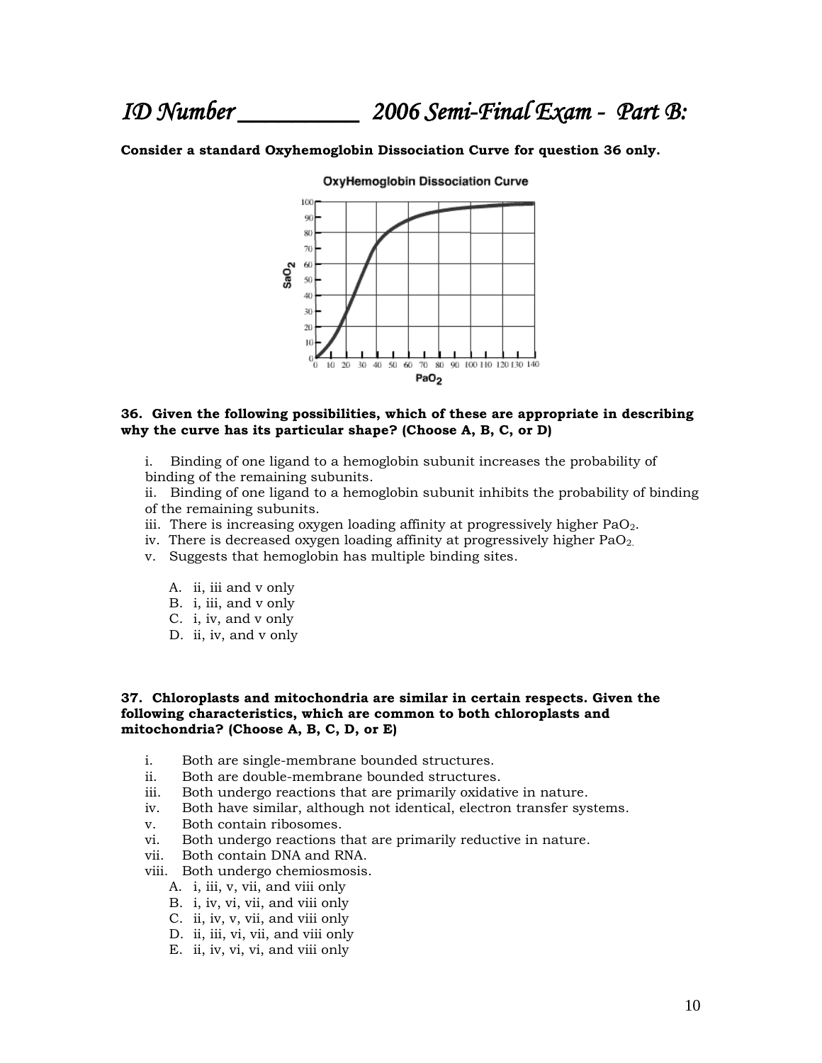Consider a standard Oxyhemoglobin Dissociation Curve for question 36 only.

**36. Given the following possibilities, which of these are appropriate in describing why the curve has its particular shape? (Choose A, B, C, or D)**

i. Binding of one ligand to a hemoglobin subunit increases the probability of binding of the remaining subunits.
ii. Binding of one ligand to a hemoglobin subunit inhibits the probability of binding of the remaining subunits.
iii. There is increasing oxygen loading affinity at progressively higher $PaO_2$.
iv. There is decreased oxygen loading affinity at progressively higher $PaO_2$.
v. Suggests that hemoglobin has multiple binding sites.

A. ii, iii and v only
B. i, iii, and v only
C. i, iv, and v only
D. ii, iv, and v only

**37. Chloroplasts and mitochondria are similar in certain respects. Given the following characteristics, which are common to both chloroplasts and mitochondria? (Choose A, B, C, D, or E)**

i. Both are single-membrane bounded structures.
ii. Both are double-membrane bounded structures.
iii. Both undergo reactions that are primarily oxidative in nature.
iv. Both have similar, although not identical, electron transfer systems.
v. Both contain ribosomes.
vi. Both undergo reactions that are primarily reductive in nature.
vii. Both contain DNA and RNA.
viii. Both undergo chemiosmosis.

A. i, iii, v, vii, and viii only
B. i, iv, vi, vii, and viii only
C. ii, iv, v, vii, and viii only
D. ii, iii, vi, vii, and viii only
E. ii, iv, vi, vi, and viii only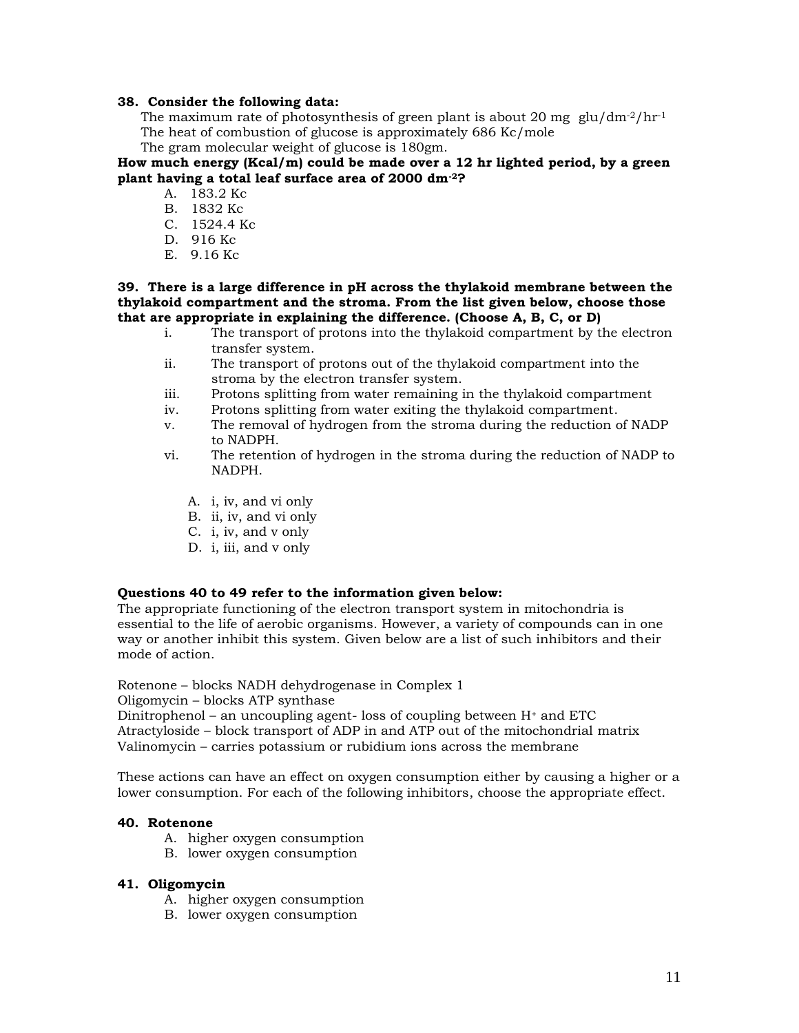**38. Consider the following data:**

The maximum rate of photosynthesis of green plant is about 20 mg glu/$dm^{-2}$/$hr^{-1}$
The heat of combustion of glucose is approximately 686 Kc/mole
The gram molecular weight of glucose is 180gm.

**How much energy (Kcal/m) could be made over a 12 hr lighted period, by a green plant having a total leaf surface area of 2000 $dm^{-2}$?**

A. 183.2 Kc
B. 1832 Kc
C. 1524.4 Kc
D. 916 Kc
E. 9.16 Kc

**39. There is a large difference in pH across the thylakoid membrane between the thylakoid compartment and the stroma. From the list given below, choose those that are appropriate in explaining the difference. (Choose A, B, C, or D)**

i. The transport of protons into the thylakoid compartment by the electron transfer system.
ii. The transport of protons out of the thylakoid compartment into the stroma by the electron transfer system.
iii. Protons splitting from water remaining in the thylakoid compartment
iv. Protons splitting from water exiting the thylakoid compartment.
v. The removal of hydrogen from the stroma during the reduction of NADP to NADPH.
vi. The retention of hydrogen in the stroma during the reduction of NADP to NADPH.

A. i, iv, and vi only
B. ii, iv, and vi only
C. i, iv, and v only
D. i, iii, and v only

**Questions 40 to 49 refer to the information given below:**

The appropriate functioning of the electron transport system in mitochondria is essential to the life of aerobic organisms. However, a variety of compounds can in one way or another inhibit this system. Given below are a list of such inhibitors and their mode of action.

Rotenone – blocks NADH dehydrogenase in Complex 1
Oligomycin – blocks ATP synthase
Dinitrophenol – an uncoupling agent- loss of coupling between $H^+$ and ETC
Atractyloside – block transport of ADP in and ATP out of the mitochondrial matrix
Valinomycin – carries potassium or rubidium ions across the membrane

These actions can have an effect on oxygen consumption either by causing a higher or a lower consumption. For each of the following inhibitors, choose the appropriate effect.

**40. Rotenone**

A. higher oxygen consumption
B. lower oxygen consumption

**41. Oligomycin**

A. higher oxygen consumption
B. lower oxygen consumption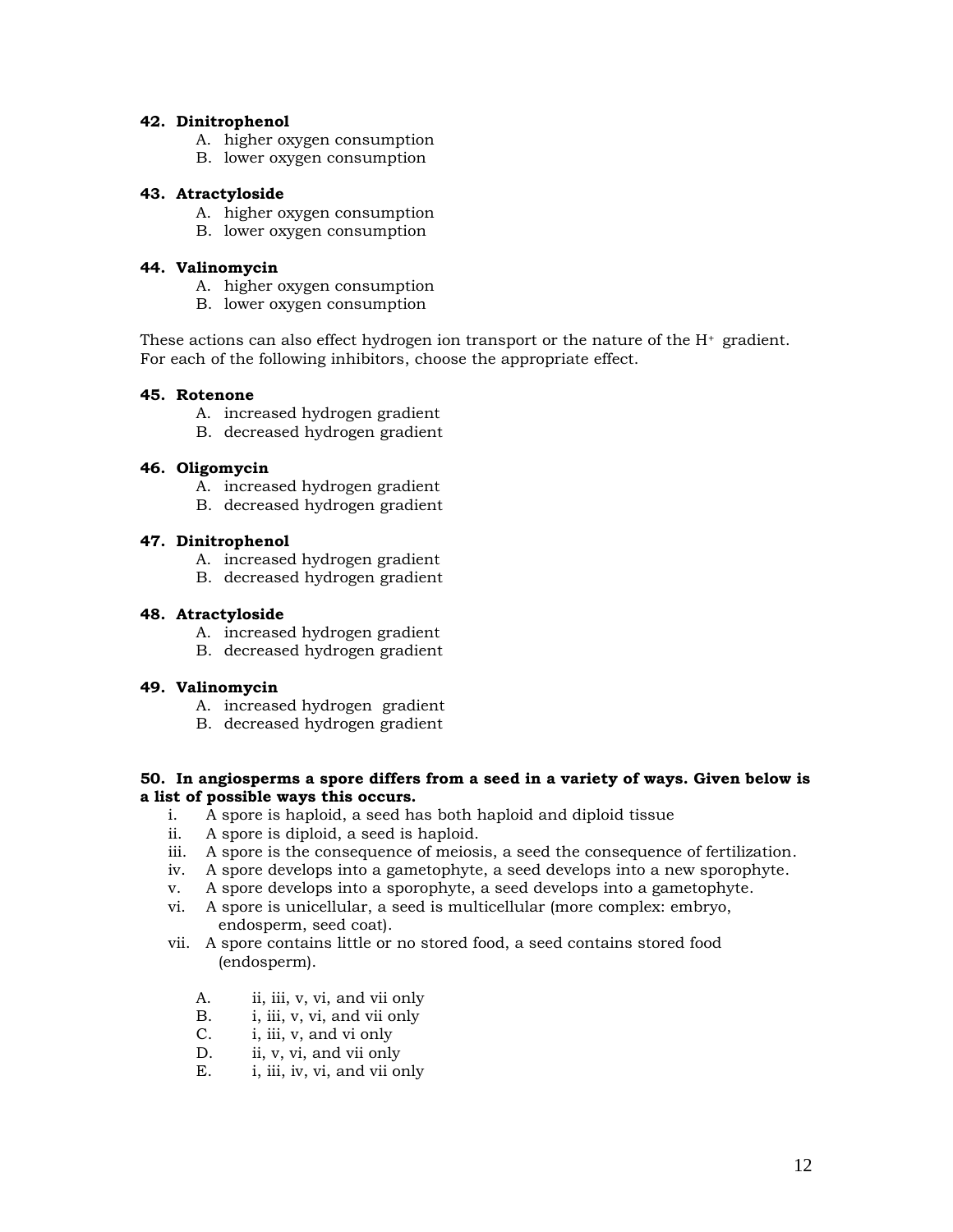**42. Dinitrophenol**

A. higher oxygen consumption
B. lower oxygen consumption

**43. Atractyloside**

A. higher oxygen consumption
B. lower oxygen consumption

**44. Valinomycin**

A. higher oxygen consumption
B. lower oxygen consumption

These actions can also effect hydrogen ion transport or the nature of the $H^+$ gradient. For each of the following inhibitors, choose the appropriate effect.

**45. Rotenone**

A. increased hydrogen gradient
B. decreased hydrogen gradient

**46. Oligomycin**

A. increased hydrogen gradient
B. decreased hydrogen gradient

**47. Dinitrophenol**

A. increased hydrogen gradient
B. decreased hydrogen gradient

**48. Atractyloside**

A. increased hydrogen gradient
B. decreased hydrogen gradient

**49. Valinomycin**

A. increased hydrogen gradient
B. decreased hydrogen gradient

**50. In angiosperms a spore differs from a seed in a variety of ways. Given below is a list of possible ways this occurs.**

i. A spore is haploid, a seed has both haploid and diploid tissue
ii. A spore is diploid, a seed is haploid.
iii. A spore is the consequence of meiosis, a seed the consequence of fertilization.
iv. A spore develops into a gametophyte, a seed develops into a new sporophyte.
v. A spore develops into a sporophyte, a seed develops into a gametophyte.
vi. A spore is unicellular, a seed is multicellular (more complex: embryo, endosperm, seed coat).
vii. A spore contains little or no stored food, a seed contains stored food (endosperm).

A. ii, iii, v, vi, and vii only
B. i, iii, v, vi, and vii only
C. i, iii, v, and vi only
D. ii, v, vi, and vii only
E. i, iii, iv, vi, and vii only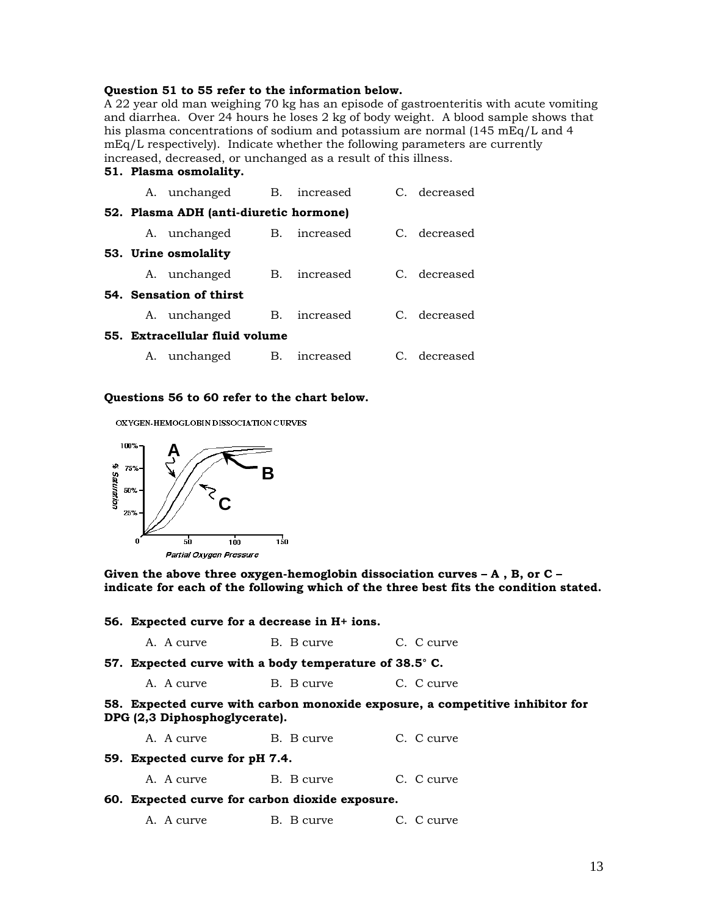**Question 51 to 55 refer to the information below.**
A 22 year old man weighing 70 kg has an episode of gastroenteritis with acute vomiting and diarrhea. Over 24 hours he loses 2 kg of body weight. A blood sample shows that his plasma concentrations of sodium and potassium are normal (145 mEq/L and 4 mEq/L respectively). Indicate whether the following parameters are currently increased, decreased, or unchanged as a result of this illness.

**51. Plasma osmolality.**

A. unchanged B. increased C. decreased

**52. Plasma ADH (anti-diuretic hormone)**

A. unchanged B. increased C. decreased

**53. Urine osmolality**

A. unchanged B. increased C. decreased

**54. Sensation of thirst**

A. unchanged B. increased C. decreased

**55. Extracellular fluid volume**

A. unchanged B. increased C. decreased

**Questions 56 to 60 refer to the chart below.**

OXYGEN-HEMOGLOBIN DISSOCIATION CURVES

**Given the above three oxygen-hemoglobin dissociation curves – A , B, or C – indicate for each of the following which of the three best fits the condition stated.**

**56. Expected curve for a decrease in H+ ions.**

A. A curve B. B curve C. C curve

**57. Expected curve with a body temperature of 38.5° C.**

A. A curve B. B curve C. C curve

**58. Expected curve with carbon monoxide exposure, a competitive inhibitor for DPG (2,3 Diphosphoglycerate).**

A. A curve B. B curve C. C curve

**59. Expected curve for pH 7.4.**

A. A curve B. B curve C. C curve

**60. Expected curve for carbon dioxide exposure.**

A. A curve B. B curve C. C curve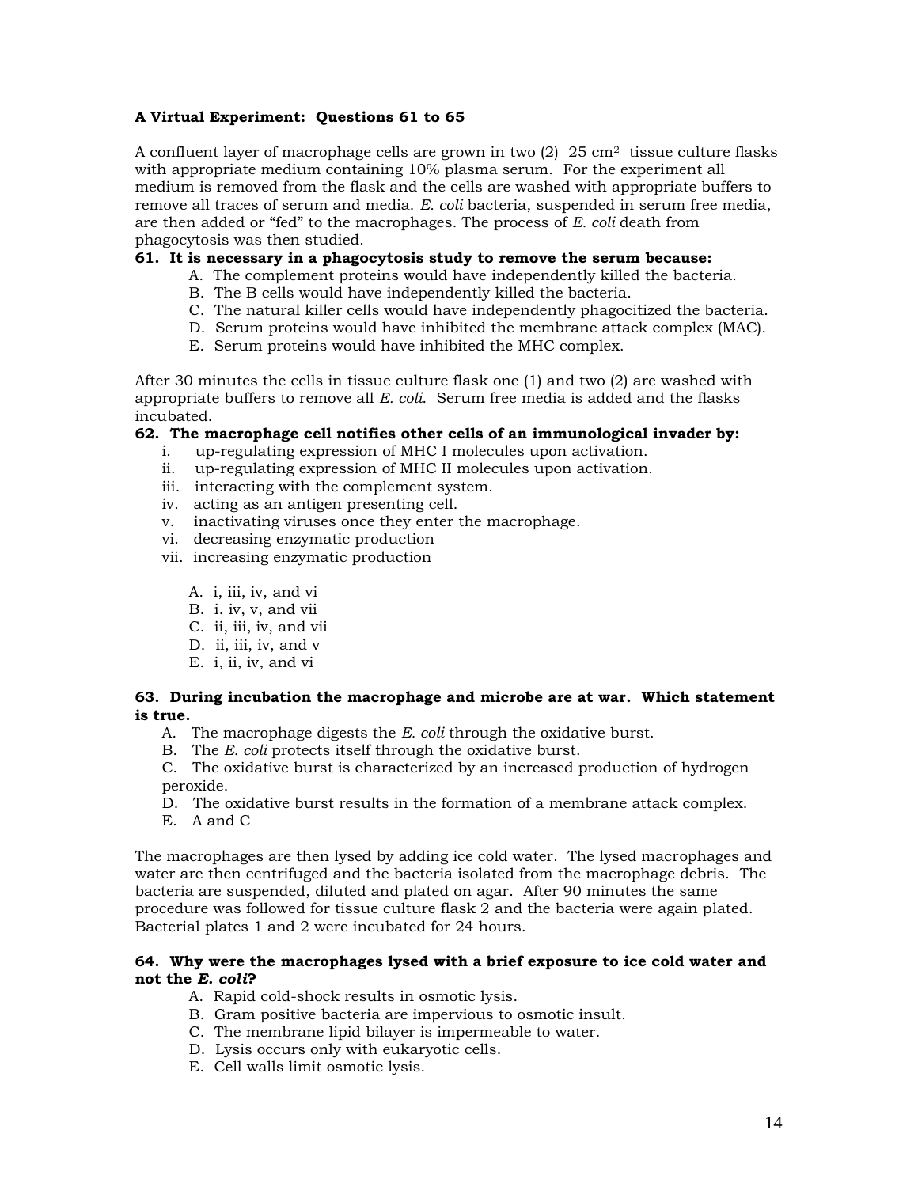**A Virtual Experiment: Questions 61 to 65**

A confluent layer of macrophage cells are grown in two (2) 25 $cm^2$ tissue culture flasks with appropriate medium containing 10% plasma serum. For the experiment all medium is removed from the flask and the cells are washed with appropriate buffers to remove all traces of serum and media. *E. coli* bacteria, suspended in serum free media, are then added or "fed" to the macrophages. The process of *E. coli* death from phagocytosis was then studied.

**61. It is necessary in a phagocytosis study to remove the serum because:**

A. The complement proteins would have independently killed the bacteria.
B. The B cells would have independently killed the bacteria.
C. The natural killer cells would have independently phagocitized the bacteria.
D. Serum proteins would have inhibited the membrane attack complex (MAC).
E. Serum proteins would have inhibited the MHC complex.

After 30 minutes the cells in tissue culture flask one (1) and two (2) are washed with appropriate buffers to remove all *E. coli*. Serum free media is added and the flasks incubated.

**62. The macrophage cell notifies other cells of an immunological invader by:**

i. up-regulating expression of MHC I molecules upon activation.
ii. up-regulating expression of MHC II molecules upon activation.
iii. interacting with the complement system.
iv. acting as an antigen presenting cell.
v. inactivating viruses once they enter the macrophage.
vi. decreasing enzymatic production
vii. increasing enzymatic production

A. i, iii, iv, and vi
B. i. iv, v, and vii
C. ii, iii, iv, and vii
D. ii, iii, iv, and v
E. i, ii, iv, and vi

**63. During incubation the macrophage and microbe are at war. Which statement is true.**

A. The macrophage digests the *E. coli* through the oxidative burst.
B. The *E. coli* protects itself through the oxidative burst.
C. The oxidative burst is characterized by an increased production of hydrogen peroxide.
D. The oxidative burst results in the formation of a membrane attack complex.
E. A and C

The macrophages are then lysed by adding ice cold water. The lysed macrophages and water are then centrifuged and the bacteria isolated from the macrophage debris. The bacteria are suspended, diluted and plated on agar. After 90 minutes the same procedure was followed for tissue culture flask 2 and the bacteria were again plated. Bacterial plates 1 and 2 were incubated for 24 hours.

**64. Why were the macrophages lysed with a brief exposure to ice cold water and not the *E. coli*?**

A. Rapid cold-shock results in osmotic lysis.
B. Gram positive bacteria are impervious to osmotic insult.
C. The membrane lipid bilayer is impermeable to water.
D. Lysis occurs only with eukaryotic cells.
E. Cell walls limit osmotic lysis.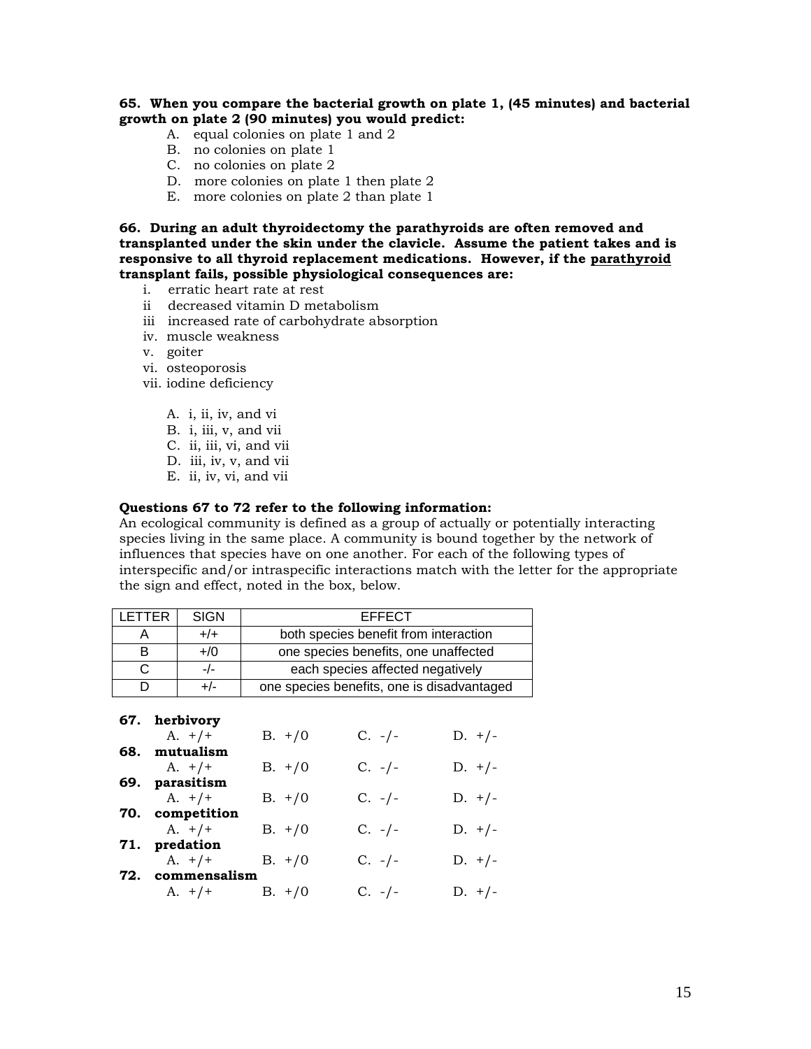**65. When you compare the bacterial growth on plate 1, (45 minutes) and bacterial growth on plate 2 (90 minutes) you would predict:**

A. equal colonies on plate 1 and 2
B. no colonies on plate 1
C. no colonies on plate 2
D. more colonies on plate 1 then plate 2
E. more colonies on plate 2 than plate 1

**66. During an adult thyroidectomy the parathyroids are often removed and transplanted under the skin under the clavicle. Assume the patient takes and is responsive to all thyroid replacement medications. However, if the <u>parathyroid</u> transplant fails, possible physiological consequences are:**

i. erratic heart rate at rest
ii decreased vitamin D metabolism
iii increased rate of carbohydrate absorption
iv. muscle weakness
v. goiter
vi. osteoporosis
vii. iodine deficiency

A. i, ii, iv, and vi
B. i, iii, v, and vii
C. ii, iii, vi, and vii
D. iii, iv, v, and vii
E. ii, iv, vi, and vii

**Questions 67 to 72 refer to the following information:**
An ecological community is defined as a group of actually or potentially interacting species living in the same place. A community is bound together by the network of influences that species have on one another. For each of the following types of interspecific and/or intraspecific interactions match with the letter for the appropriate the sign and effect, noted in the box, below.

| LETTER | SIGN | EFFECT |
|---|---|---|
| A | +/+ | both species benefit from interaction |
| B | +/0 | one species benefits, one unaffected |
| C | -/- | each species affected negatively |
| D | +/- | one species benefits, one is disadvantaged |

**67. herbivory**
A. +/+ B. +/0 C. -/- D. +/-

**68. mutualism**
A. +/+ B. +/0 C. -/- D. +/-

**69. parasitism**
A. +/+ B. +/0 C. -/- D. +/-

**70. competition**
A. +/+ B. +/0 C. -/- D. +/-

**71. predation**
A. +/+ B. +/0 C. -/- D. +/-

**72. commensalism**
A. +/+ B. +/0 C. -/- D. +/-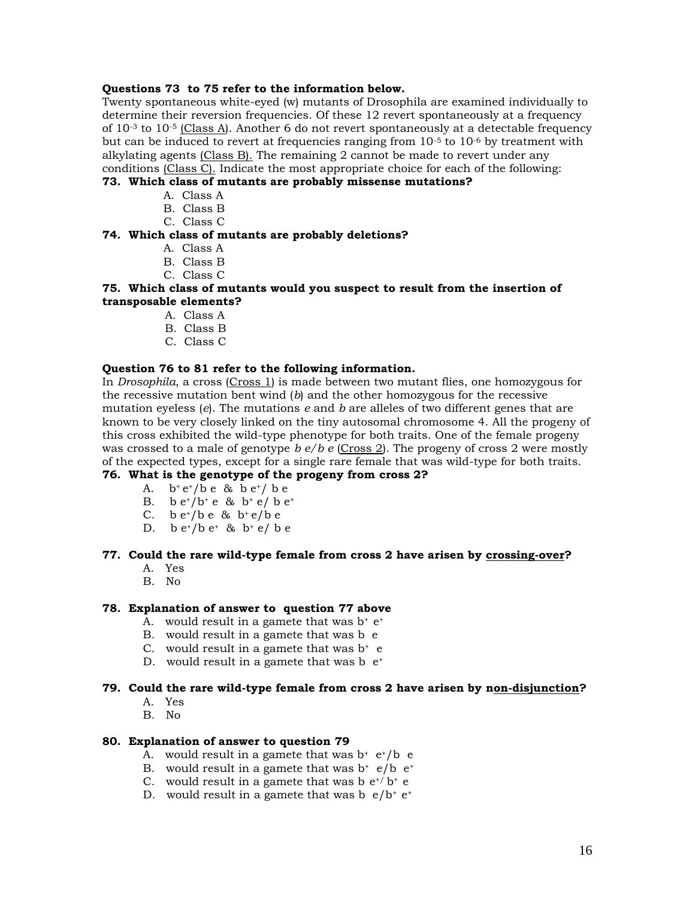**Questions 73 to 75 refer to the information below.**

Twenty spontaneous white-eyed (w) mutants of Drosophila are examined individually to determine their reversion frequencies. Of these 12 revert spontaneously at a frequency of $10^{-3}$ to $10^{-5}$ (Class A). Another 6 do not revert spontaneously at a detectable frequency but can be induced to revert at frequencies ranging from $10^{-5}$ to $10^{-6}$ by treatment with alkylating agents (Class B). The remaining 2 cannot be made to revert under any conditions (Class C). Indicate the most appropriate choice for each of the following:

**73. Which class of mutants are probably missense mutations?**

A. Class A
B. Class B
C. Class C

**74. Which class of mutants are probably deletions?**

A. Class A
B. Class B
C. Class C

**75. Which class of mutants would you suspect to result from the insertion of transposable elements?**

A. Class A
B. Class B
C. Class C

**Question 76 to 81 refer to the following information.**

In *Drosophila*, a cross (Cross 1) is made between two mutant flies, one homozygous for the recessive mutation bent wind (*b*) and the other homozygous for the recessive mutation eyeless (*e*). The mutations *e* and *b* are alleles of two different genes that are known to be very closely linked on the tiny autosomal chromosome 4. All the progeny of this cross exhibited the wild-type phenotype for both traits. One of the female progeny was crossed to a male of genotype *b e/b e* (Cross 2). The progeny of cross 2 were mostly of the expected types, except for a single rare female that was wild-type for both traits.

**76. What is the genotype of the progeny from cross 2?**

A. $b^+ e^+/b\ e$ & $b\ e^+/\ b\ e$
B. $b\ e^+/b^+ e$ & $b^+ e/\ b\ e^+$
C. $b\ e^+/b\ e$ & $b^+ e/b\ e$
D. $b\ e^+/b\ e^+$ & $b^+ e/\ b\ e$

**77. Could the rare wild-type female from cross 2 have arisen by crossing-over?**

A. Yes
B. No

**78. Explanation of answer to question 77 above**

A. would result in a gamete that was $b^+\ e^+$
B. would result in a gamete that was $b\ \ e$
C. would result in a gamete that was $b^+\ \ e$
D. would result in a gamete that was $b\ \ e^+$

**79. Could the rare wild-type female from cross 2 have arisen by non-disjunction?**

A. Yes
B. No

**80. Explanation of answer to question 79**

A. would result in a gamete that was $b^+\ e^+/b\ \ e$
B. would result in a gamete that was $b^+\ \ e/b\ \ e^+$
C. would result in a gamete that was $b\ e^+/\ b^+\ e$
D. would result in a gamete that was $b\ \ e/b^+\ e^+$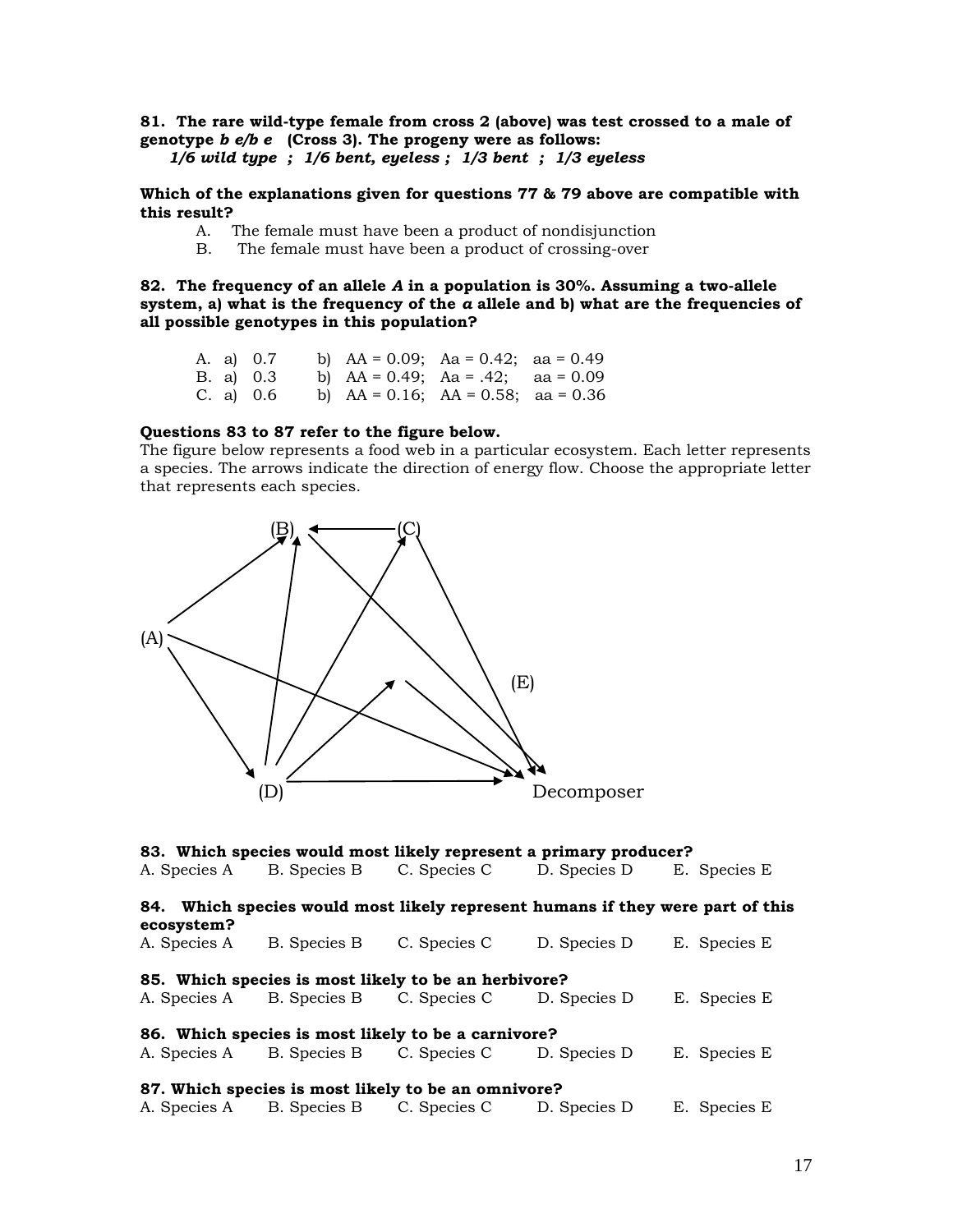**81. The rare wild-type female from cross 2 (above) was test crossed to a male of genotype *b e/b e* (Cross 3). The progeny were as follows:**

***1/6 wild type ; 1/6 bent, eyeless ; 1/3 bent ; 1/3 eyeless***

**Which of the explanations given for questions 77 & 79 above are compatible with this result?**

A. The female must have been a product of nondisjunction

B. The female must have been a product of crossing-over

**82. The frequency of an allele *A* in a population is 30%. Assuming a two-allele system, a) what is the frequency of the *a* allele and b) what are the frequencies of all possible genotypes in this population?**

A. a) 0.7 b) AA = 0.09; Aa = 0.42; aa = 0.49

B. a) 0.3 b) AA = 0.49; Aa = .42; aa = 0.09

C. a) 0.6 b) AA = 0.16; AA = 0.58; aa = 0.36

**Questions 83 to 87 refer to the figure below.**

The figure below represents a food web in a particular ecosystem. Each letter represents a species. The arrows indicate the direction of energy flow. Choose the appropriate letter that represents each species.

**83. Which species would most likely represent a primary producer?**

A. Species A B. Species B C. Species C D. Species D E. Species E

**84. Which species would most likely represent humans if they were part of this ecosystem?**

A. Species A B. Species B C. Species C D. Species D E. Species E

**85. Which species is most likely to be an herbivore?**

A. Species A B. Species B C. Species C D. Species D E. Species E

**86. Which species is most likely to be a carnivore?**

A. Species A B. Species B C. Species C D. Species D E. Species E

**87. Which species is most likely to be an omnivore?**

A. Species A B. Species B C. Species C D. Species D E. Species E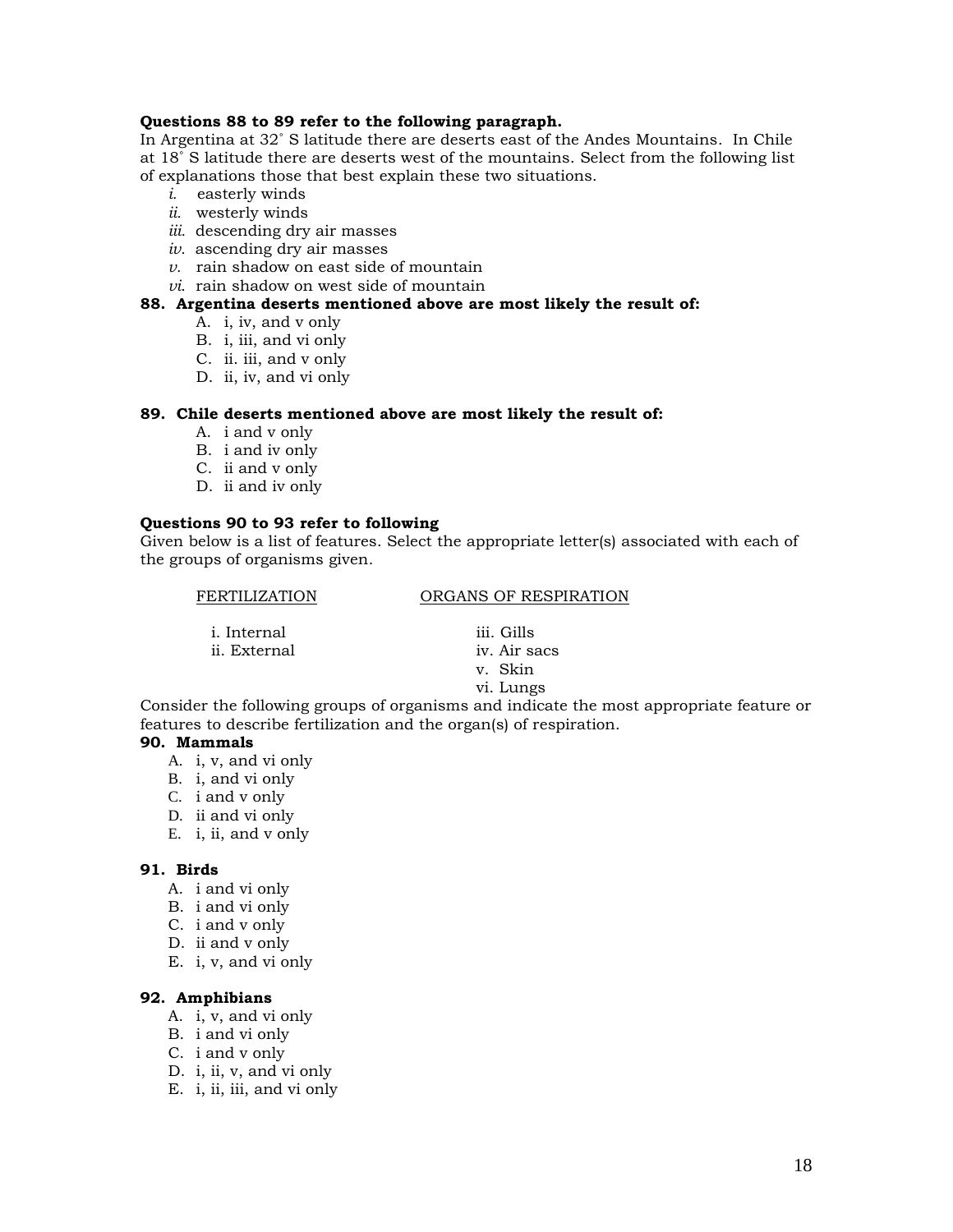**Questions 88 to 89 refer to the following paragraph.**
In Argentina at 32˚ S latitude there are deserts east of the Andes Mountains. In Chile at 18˚ S latitude there are deserts west of the mountains. Select from the following list of explanations those that best explain these two situations.

- *i.* easterly winds
- *ii.* westerly winds
- *iii.* descending dry air masses
- *iv.* ascending dry air masses
- *v.* rain shadow on east side of mountain
- *vi.* rain shadow on west side of mountain

**88. Argentina deserts mentioned above are most likely the result of:**

- A. i, iv, and v only
- B. i, iii, and vi only
- C. ii. iii, and v only
- D. ii, iv, and vi only

**89. Chile deserts mentioned above are most likely the result of:**

- A. i and v only
- B. i and iv only
- C. ii and v only
- D. ii and iv only

**Questions 90 to 93 refer to following**
Given below is a list of features. Select the appropriate letter(s) associated with each of the groups of organisms given.

| FERTILIZATION | ORGANS OF RESPIRATION |
|---|---|
| i. Internal | iii. Gills |
| ii. External | iv. Air sacs |
| | v. Skin |
| | vi. Lungs |

Consider the following groups of organisms and indicate the most appropriate feature or features to describe fertilization and the organ(s) of respiration.

**90. Mammals**

- A. i, v, and vi only
- B. i, and vi only
- C. i and v only
- D. ii and vi only
- E. i, ii, and v only

**91. Birds**

- A. i and vi only
- B. i and vi only
- C. i and v only
- D. ii and v only
- E. i, v, and vi only

**92. Amphibians**

- A. i, v, and vi only
- B. i and vi only
- C. i and v only
- D. i, ii, v, and vi only
- E. i, ii, iii, and vi only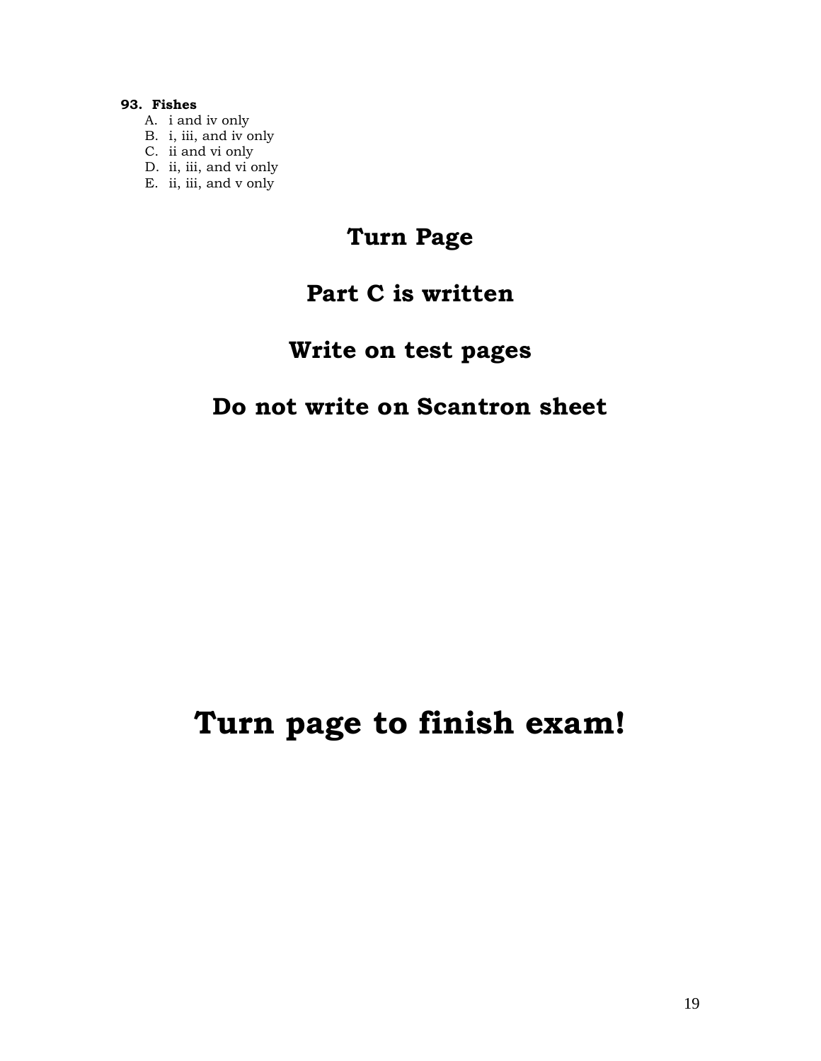**93. Fishes**

A. i and iv only
B. i, iii, and iv only
C. ii and vi only
D. ii, iii, and vi only
E. ii, iii, and v only

## Turn Page

## Part C is written

## Write on test pages

## Do not write on Scantron sheet

# Turn page to finish exam!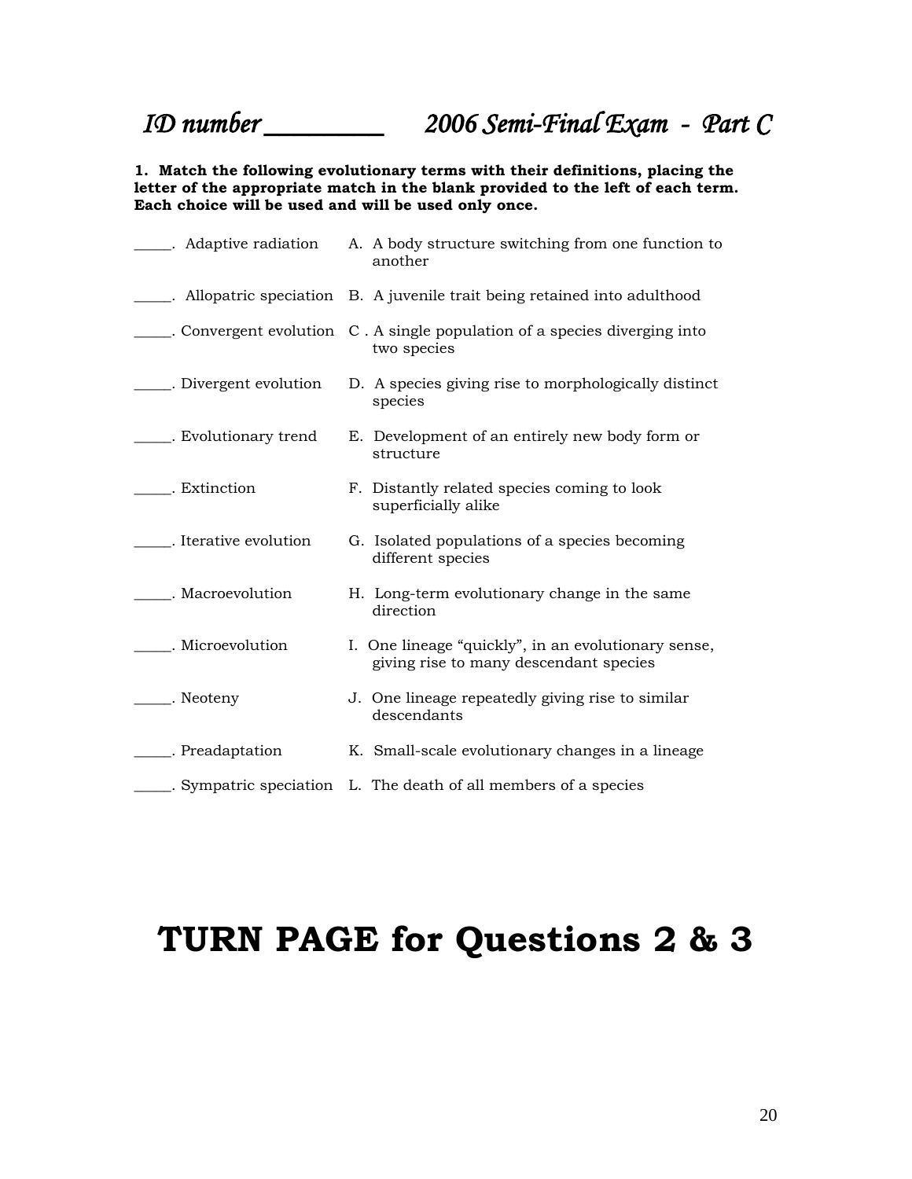# *ID number ________ 2006 Semi-Final Exam - Part C*

**1. Match the following evolutionary terms with their definitions, placing the letter of the appropriate match in the blank provided to the left of each term. Each choice will be used and will be used only once.**

| Term | Definition |
|---|---|
| _____. Adaptive radiation | A. A body structure switching from one function to another |
| _____. Allopatric speciation | B. A juvenile trait being retained into adulthood |
| _____. Convergent evolution | C . A single population of a species diverging into two species |
| _____. Divergent evolution | D. A species giving rise to morphologically distinct species |
| _____. Evolutionary trend | E. Development of an entirely new body form or structure |
| _____. Extinction | F. Distantly related species coming to look superficially alike |
| _____. Iterative evolution | G. Isolated populations of a species becoming different species |
| _____. Macroevolution | H. Long-term evolutionary change in the same direction |
| _____. Microevolution | I. One lineage "quickly", in an evolutionary sense, giving rise to many descendant species |
| _____. Neoteny | J. One lineage repeatedly giving rise to similar descendants |
| _____. Preadaptation | K. Small-scale evolutionary changes in a lineage |
| _____. Sympatric speciation | L. The death of all members of a species |

# **TURN PAGE for Questions 2 & 3**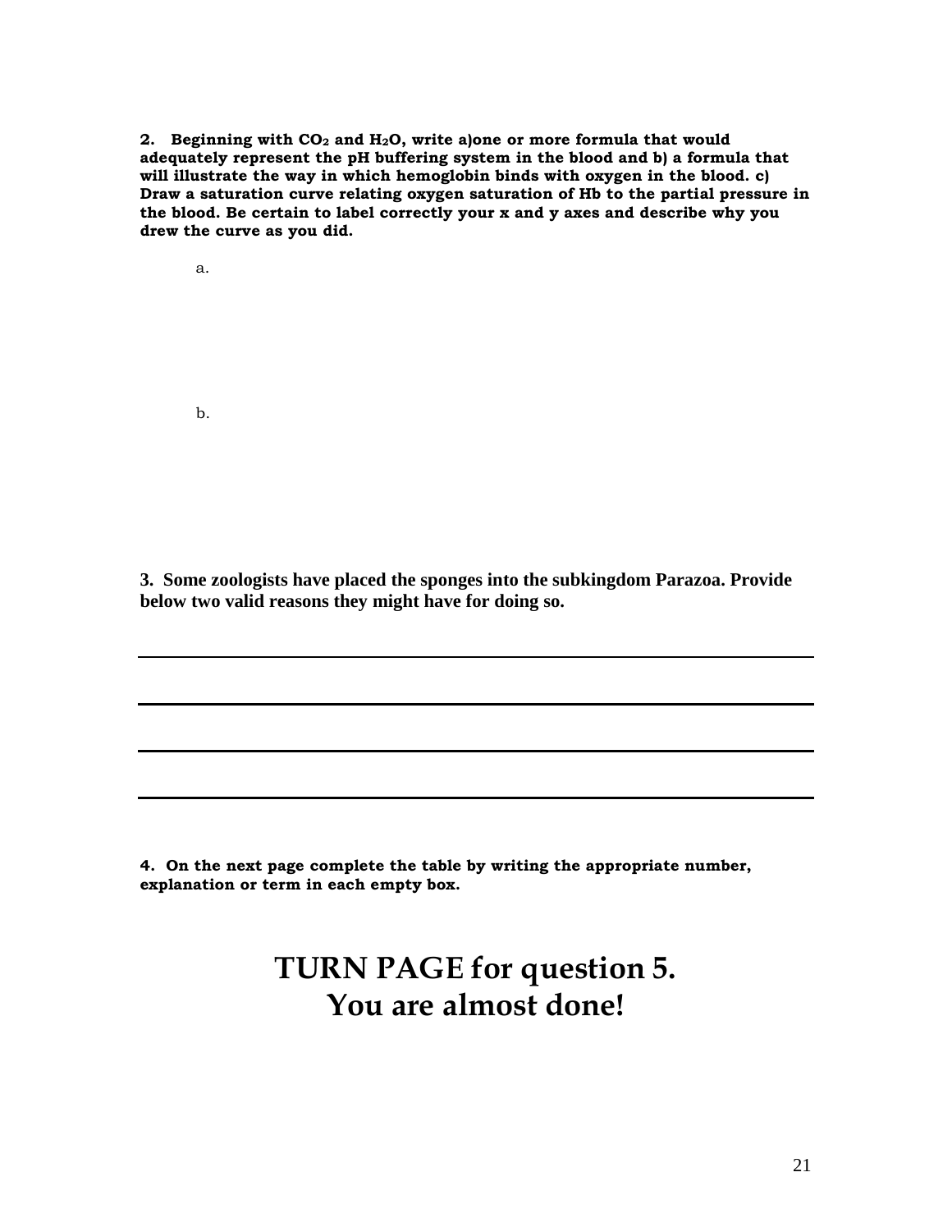**2. Beginning with $CO_2$ and $H_2O$, write a)one or more formula that would adequately represent the pH buffering system in the blood and b) a formula that will illustrate the way in which hemoglobin binds with oxygen in the blood. c) Draw a saturation curve relating oxygen saturation of Hb to the partial pressure in the blood. Be certain to label correctly your x and y axes and describe why you drew the curve as you did.**

a.

b.

**3. Some zoologists have placed the sponges into the subkingdom Parazoa. Provide below two valid reasons they might have for doing so.**

______________________________________________________________________

______________________________________________________________________

______________________________________________________________________

______________________________________________________________________

**4. On the next page complete the table by writing the appropriate number, explanation or term in each empty box.**

# TURN PAGE for question 5.
# You are almost done!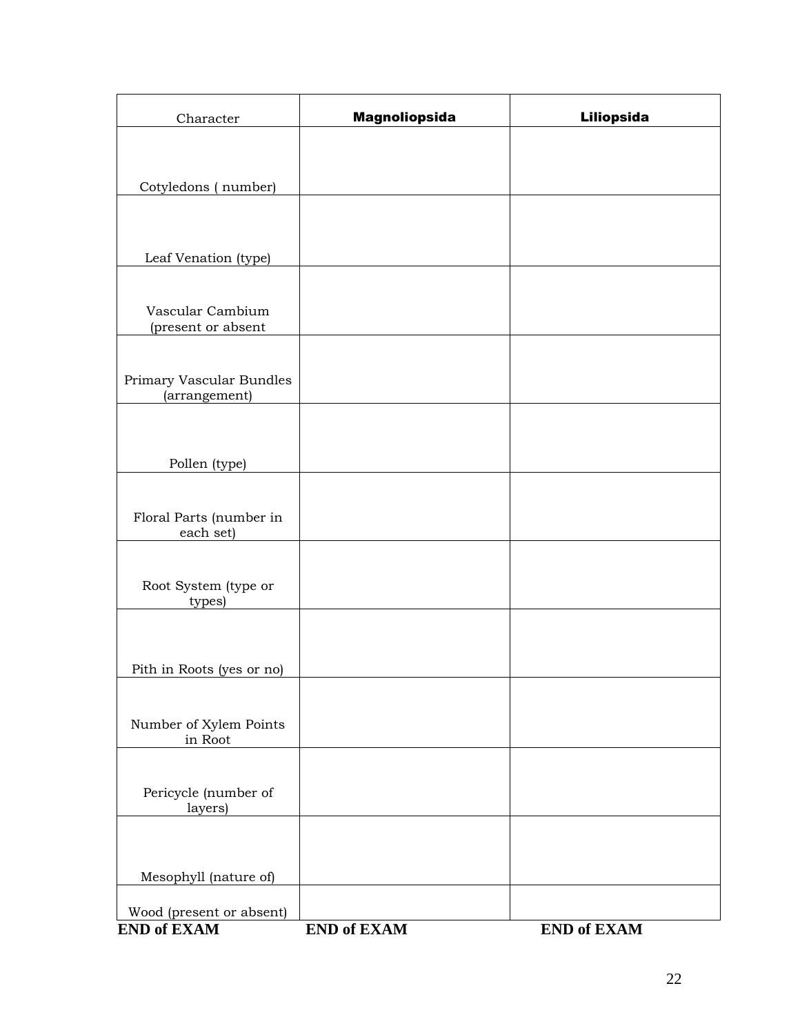| Character | **Magnoliopsida** | **Liliopsida** |
|---|---|---|
| Cotyledons ( number) | | |
| Leaf Venation (type) | | |
| Vascular Cambium (present or absent | | |
| Primary Vascular Bundles (arrangement) | | |
| Pollen (type) | | |
| Floral Parts (number in each set) | | |
| Root System (type or types) | | |
| Pith in Roots (yes or no) | | |
| Number of Xylem Points in Root | | |
| Pericycle (number of layers) | | |
| Mesophyll (nature of) | | |
| Wood (present or absent) | | |

**END of EXAM** **END of EXAM** **END of EXAM**